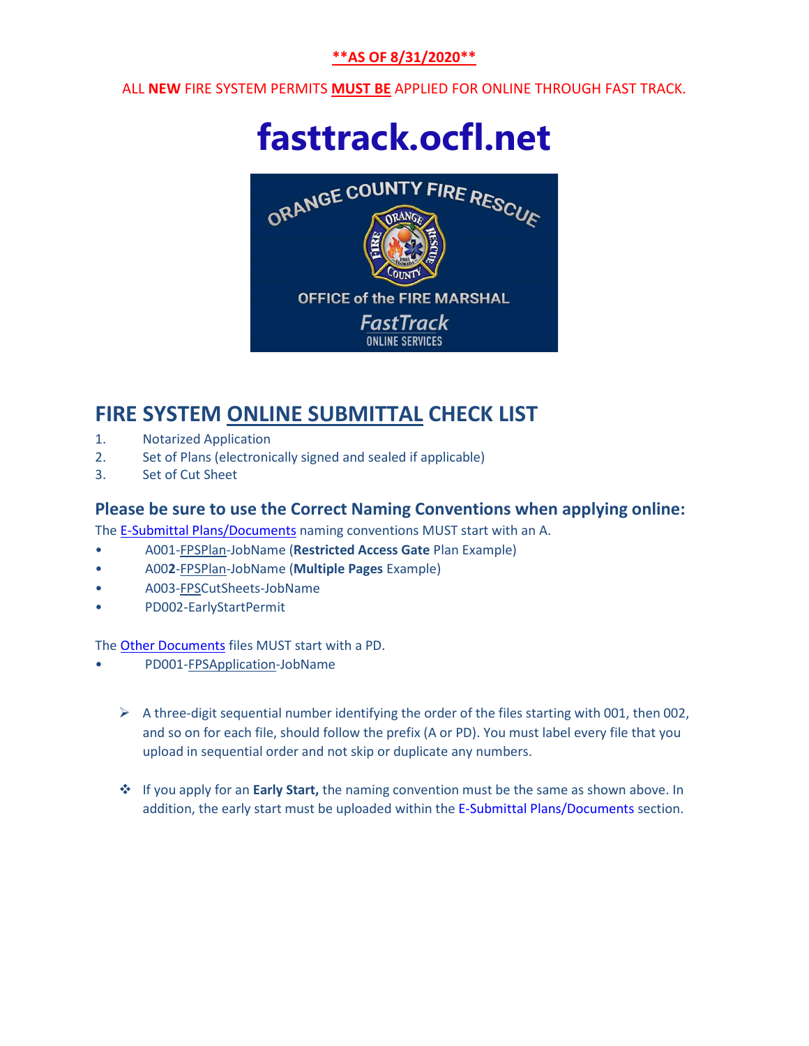**\*\*AS OF 8/31/2020\*\***

ALL **NEW** FIRE SYSTEM PERMITS **MUST BE** APPLIED FOR ONLINE THROUGH FAST TRACK.

# fasttrack.ocfl.net

ORANGE COUNTY FIRE RESCUE

OFFICE of the FIRE MARSHAL

*FastTrack*

ONLINE SERVICES

## FIRE SYSTEM ONLINE SUBMITTAL CHECK LIST

1. Notarized Application
2. Set of Plans (electronically signed and sealed if applicable)
3. Set of Cut Sheet

### Please be sure to use the Correct Naming Conventions when applying online:

The E-Submittal Plans/Documents naming conventions MUST start with an A.

- A001-FPSPlan-JobName (**Restricted Access Gate** Plan Example)
- A00**2**-FPSPlan-JobName (**Multiple Pages** Example)
- A003-FPSCutSheets-JobName
- PD002-EarlyStartPermit

The Other Documents files MUST start with a PD.

- PD001-FPSApplication-JobName

> A three-digit sequential number identifying the order of the files starting with 001, then 002, and so on for each file, should follow the prefix (A or PD). You must label every file that you upload in sequential order and not skip or duplicate any numbers.

- If you apply for an **Early Start,** the naming convention must be the same as shown above. In addition, the early start must be uploaded within the E-Submittal Plans/Documents section.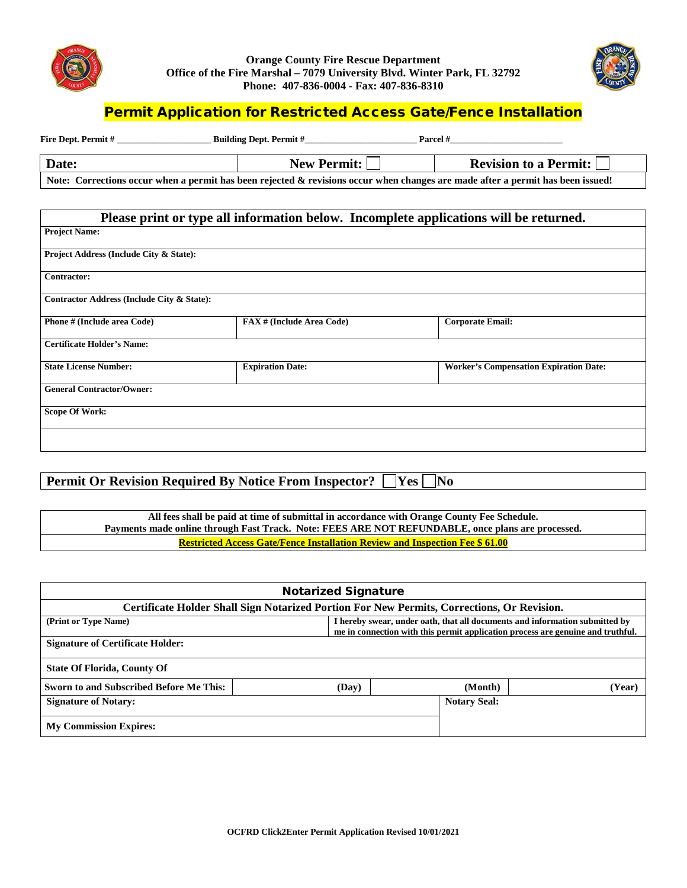**Orange County Fire Rescue Department**
**Office of the Fire Marshal – 7079 University Blvd. Winter Park, FL 32792**
**Phone: 407-836-0004 - Fax: 407-836-8310**

# Permit Application for Restricted Access Gate/Fence Installation

**Fire Dept. Permit #** ____________________ **Building Dept. Permit #**________________________ **Parcel #**________________________

| **Date:** | **New Permit:** ☐ | **Revision to a Permit:** ☐ |
|---|---|---|
| **Note: Corrections occur when a permit has been rejected & revisions occur when changes are made after a permit has been issued!** | | |

| **Please print or type all information below. Incomplete applications will be returned.** | | |
|---|---|---|
| **Project Name:** | | |
| **Project Address (Include City & State):** | | |
| **Contractor:** | | |
| **Contractor Address (Include City & State):** | | |
| **Phone # (Include area Code)** | **FAX # (Include Area Code)** | **Corporate Email:** |
| **Certificate Holder's Name:** | | |
| **State License Number:** | **Expiration Date:** | **Worker's Compensation Expiration Date:** |
| **General Contractor/Owner:** | | |
| **Scope Of Work:** | | |
| | | |

**Permit Or Revision Required By Notice From Inspector?** ☐ **Yes** ☐ **No**

**All fees shall be paid at time of submittal in accordance with Orange County Fee Schedule.**
**Payments made online through Fast Track. Note: FEES ARE NOT REFUNDABLE, once plans are processed.**

**Restricted Access Gate/Fence Installation Review and Inspection Fee $ 61.00**

| **Notarized Signature** | | | | |
|---|---|---|---|---|
| **Certificate Holder Shall Sign Notarized Portion For New Permits, Corrections, Or Revision.** | | | | |
| **(Print or Type Name)** | | **I hereby swear, under oath, that all documents and information submitted by me in connection with this permit application process are genuine and truthful.** | | |
| **Signature of Certificate Holder:** | | | | |
| **State Of Florida, County Of** | | | | |
| **Sworn to and Subscribed Before Me This:** | **(Day)** | | **(Month)** | **(Year)** |
| **Signature of Notary:** | | | **Notary Seal:** | |
| **My Commission Expires:** | | | | |

**OCFRD Click2Enter Permit Application Revised 10/01/2021**